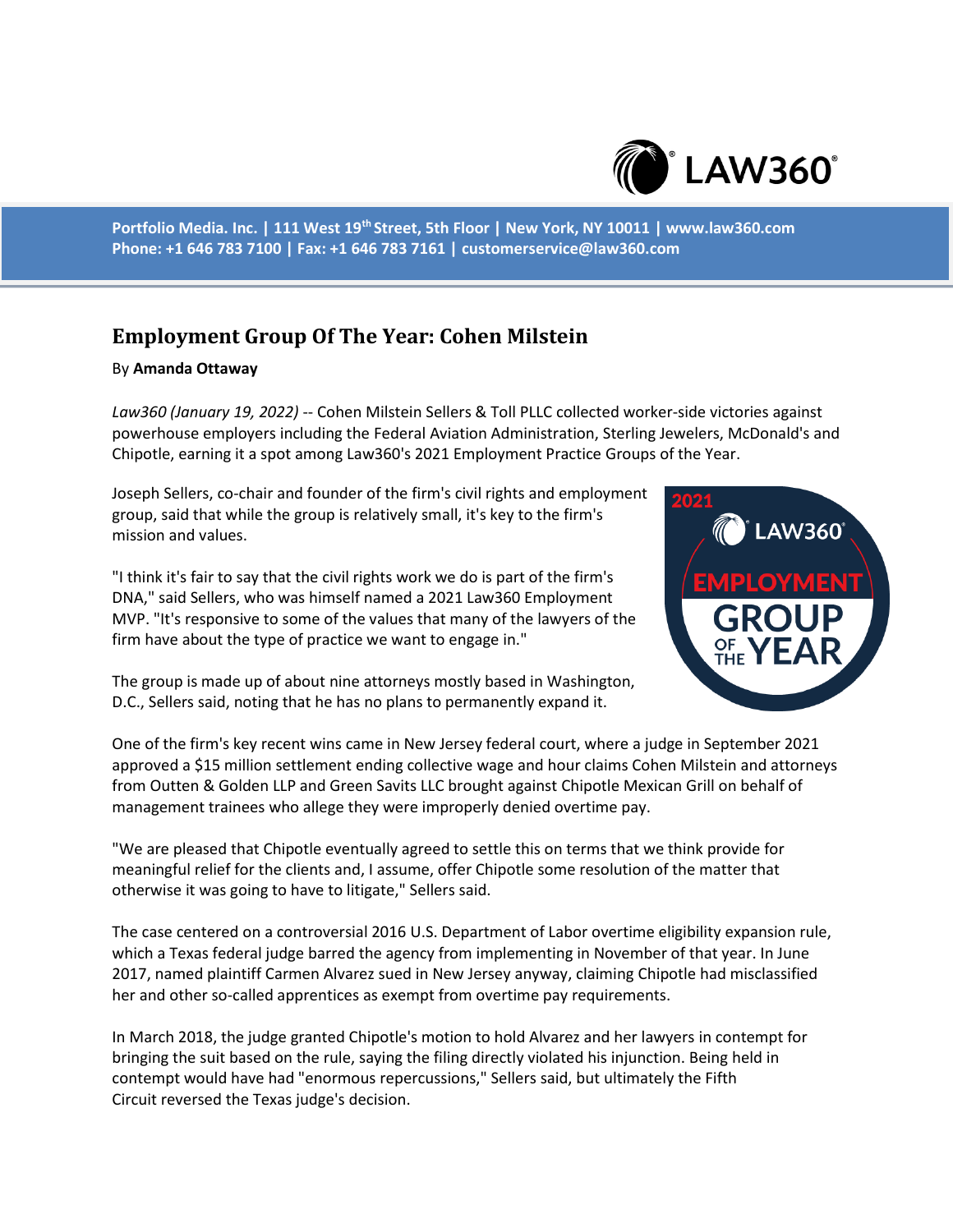# Employment Group Of The Year: Cohen Milstein

By **Amanda Ottaway**

*Law360 (January 19, 2022)* -- Cohen Milstein Sellers & Toll PLLC collected worker-side victories against powerhouse employers including the Federal Aviation Administration, Sterling Jewelers, McDonald's and Chipotle, earning it a spot among Law360's 2021 Employment Practice Groups of the Year.

Joseph Sellers, co-chair and founder of the firm's civil rights and employment group, said that while the group is relatively small, it's key to the firm's mission and values.

"I think it's fair to say that the civil rights work we do is part of the firm's DNA," said Sellers, who was himself named a 2021 Law360 Employment MVP. "It's responsive to some of the values that many of the lawyers of the firm have about the type of practice we want to engage in."

The group is made up of about nine attorneys mostly based in Washington, D.C., Sellers said, noting that he has no plans to permanently expand it.

One of the firm's key recent wins came in New Jersey federal court, where a judge in September 2021 approved a $15 million settlement ending collective wage and hour claims Cohen Milstein and attorneys from Outten & Golden LLP and Green Savits LLC brought against Chipotle Mexican Grill on behalf of management trainees who allege they were improperly denied overtime pay.

"We are pleased that Chipotle eventually agreed to settle this on terms that we think provide for meaningful relief for the clients and, I assume, offer Chipotle some resolution of the matter that otherwise it was going to have to litigate," Sellers said.

The case centered on a controversial 2016 U.S. Department of Labor overtime eligibility expansion rule, which a Texas federal judge barred the agency from implementing in November of that year. In June 2017, named plaintiff Carmen Alvarez sued in New Jersey anyway, claiming Chipotle had misclassified her and other so-called apprentices as exempt from overtime pay requirements.

In March 2018, the judge granted Chipotle's motion to hold Alvarez and her lawyers in contempt for bringing the suit based on the rule, saying the filing directly violated his injunction. Being held in contempt would have had "enormous repercussions," Sellers said, but ultimately the Fifth Circuit reversed the Texas judge's decision.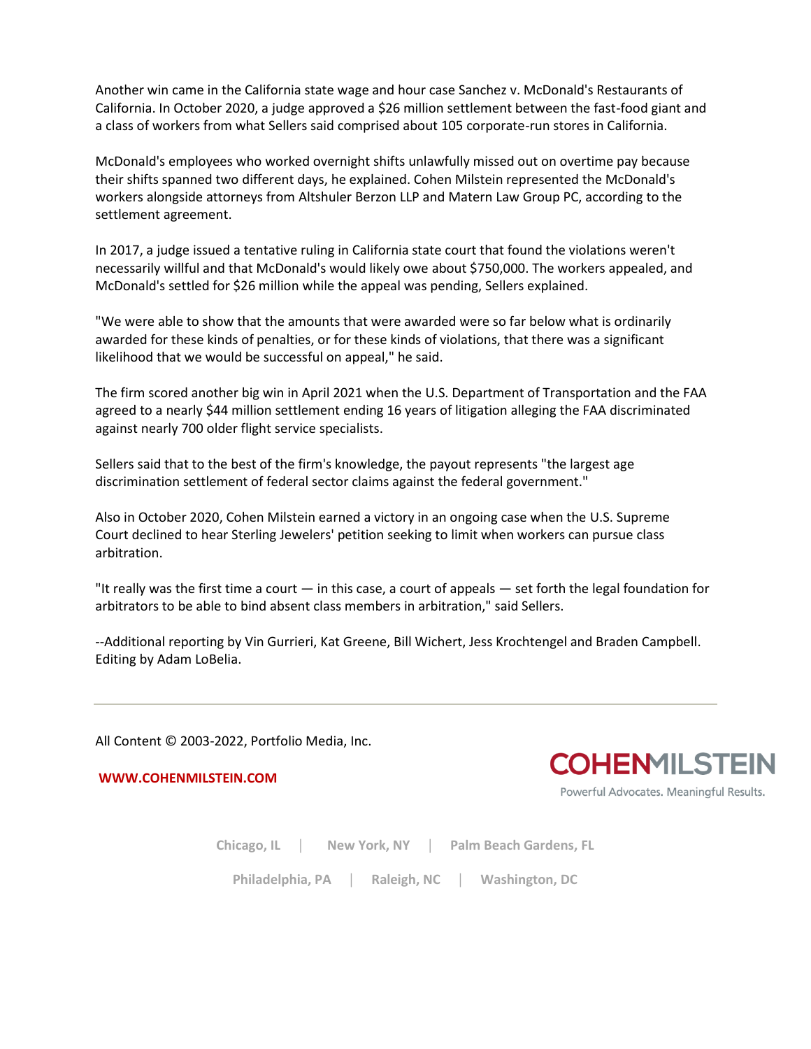Another win came in the California state wage and hour case Sanchez v. McDonald's Restaurants of California. In October 2020, a judge approved a $26 million settlement between the fast-food giant and a class of workers from what Sellers said comprised about 105 corporate-run stores in California.

McDonald's employees who worked overnight shifts unlawfully missed out on overtime pay because their shifts spanned two different days, he explained. Cohen Milstein represented the McDonald's workers alongside attorneys from Altshuler Berzon LLP and Matern Law Group PC, according to the settlement agreement.

In 2017, a judge issued a tentative ruling in California state court that found the violations weren't necessarily willful and that McDonald's would likely owe about $750,000. The workers appealed, and McDonald's settled for $26 million while the appeal was pending, Sellers explained.

"We were able to show that the amounts that were awarded were so far below what is ordinarily awarded for these kinds of penalties, or for these kinds of violations, that there was a significant likelihood that we would be successful on appeal," he said.

The firm scored another big win in April 2021 when the U.S. Department of Transportation and the FAA agreed to a nearly $44 million settlement ending 16 years of litigation alleging the FAA discriminated against nearly 700 older flight service specialists.

Sellers said that to the best of the firm's knowledge, the payout represents "the largest age discrimination settlement of federal sector claims against the federal government."

Also in October 2020, Cohen Milstein earned a victory in an ongoing case when the U.S. Supreme Court declined to hear Sterling Jewelers' petition seeking to limit when workers can pursue class arbitration.

"It really was the first time a court — in this case, a court of appeals — set forth the legal foundation for arbitrators to be able to bind absent class members in arbitration," said Sellers.

--Additional reporting by Vin Gurrieri, Kat Greene, Bill Wichert, Jess Krochtengel and Braden Campbell. Editing by Adam LoBelia.

---

All Content © 2003-2022, Portfolio Media, Inc.

**WWW.COHENMILSTEIN.COM**

**COHENMILSTEIN**
Powerful Advocates. Meaningful Results.

Chicago, IL | New York, NY | Palm Beach Gardens, FL

Philadelphia, PA | Raleigh, NC | Washington, DC